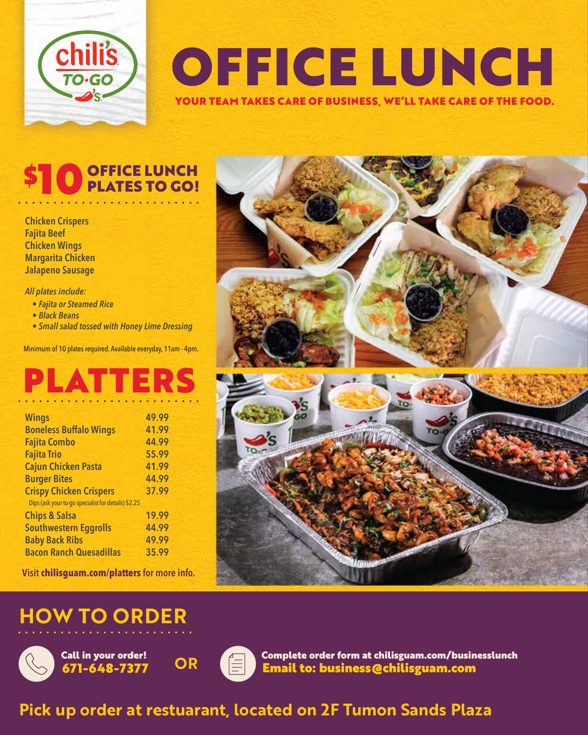chili's TO·GO

# OFFICE LUNCH

YOUR TEAM TAKES CARE OF BUSINESS, WE'LL TAKE CARE OF THE FOOD.

## $10 OFFICE LUNCH PLATES TO GO!

- Chicken Crispers
- Fajita Beef
- Chicken Wings
- Margarita Chicken
- Jalapeno Sausage

*All plates include:*

- *Fajita or Steamed Rice*
- *Black Beans*
- *Small salad tossed with Honey Lime Dressing*

Minimum of 10 plates required. Available everyday, 11am - 4pm.

## PLATTERS

| Item | Price |
| --- | --- |
| Wings | 49.99 |
| Boneless Buffalo Wings | 41.99 |
| Fajita Combo | 44.99 |
| Fajita Trio | 55.99 |
| Cajun Chicken Pasta | 41.99 |
| Burger Bites | 44.99 |
| Crispy Chicken Crispers | 37.99 |
| Dips (ask your to-go specialist for details) $2.25 | |
| Chips & Salsa | 19.99 |
| Southwestern Eggrolls | 44.99 |
| Baby Back Ribs | 49.99 |
| Bacon Ranch Quesadillas | 35.99 |

Visit **chilisguam.com/platters** for more info.

## HOW TO ORDER

**Call in your order!**
**671-648-7377**

**OR**

**Complete order form at chilisguam.com/businesslunch**
**Email to: business@chilisguam.com**

**Pick up order at restuarant, located on 2F Tumon Sands Plaza**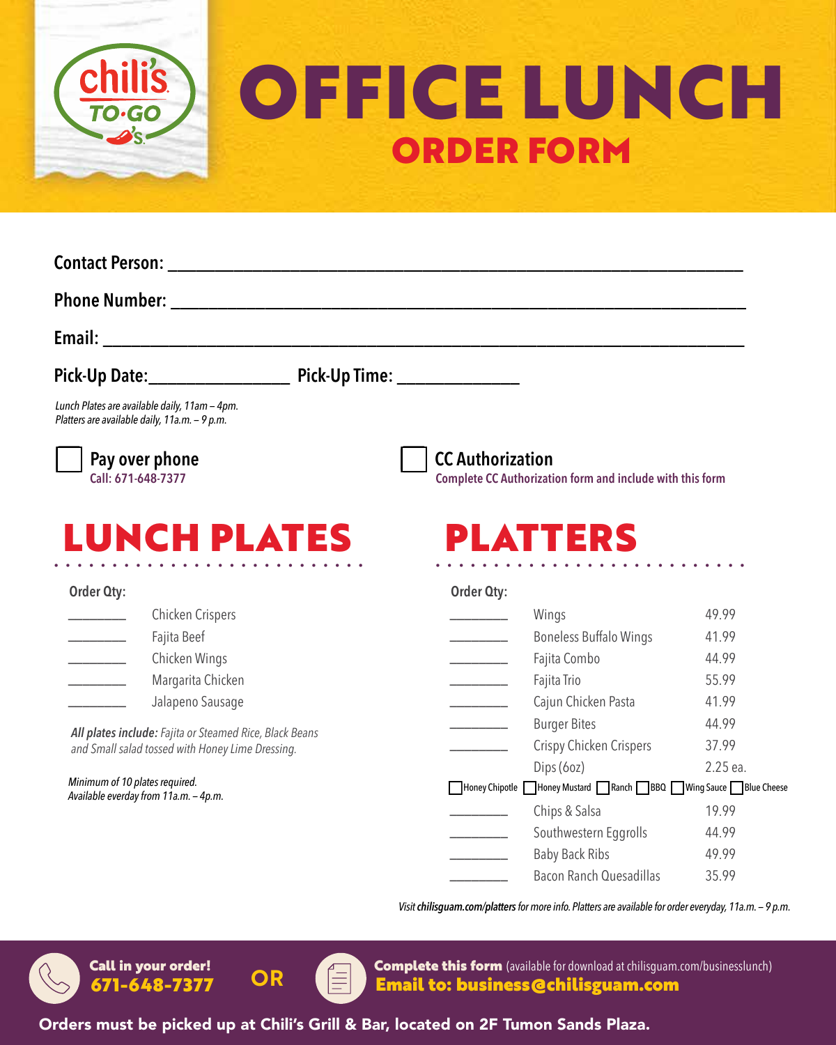chili's TO·GO

# OFFICE LUNCH

## ORDER FORM

**Contact Person:** ______________________________________________

**Phone Number:** ______________________________________________

**Email:** ______________________________________________

**Pick-Up Date:** ________________ **Pick-Up Time:** ______________

*Lunch Plates are available daily, 11am – 4pm.*
*Platters are available daily, 11a.m. – 9 p.m.*

☐ **Pay over phone**
Call: 671-648-7377

☐ **CC Authorization**
Complete CC Authorization form and include with this form

## LUNCH PLATES

| Order Qty: | |
|---|---|
| ________ | Chicken Crispers |
| ________ | Fajita Beef |
| ________ | Chicken Wings |
| ________ | Margarita Chicken |
| ________ | Jalapeno Sausage |

***All plates include:*** *Fajita or Steamed Rice, Black Beans and Small salad tossed with Honey Lime Dressing.*

*Minimum of 10 plates required.*
*Available everday from 11a.m. – 4p.m.*

## PLATTERS

| Order Qty: | | |
|---|---|---|
| ________ | Wings | 49.99 |
| ________ | Boneless Buffalo Wings | 41.99 |
| ________ | Fajita Combo | 44.99 |
| ________ | Fajita Trio | 55.99 |
| ________ | Cajun Chicken Pasta | 41.99 |
| ________ | Burger Bites | 44.99 |
| ________ | Crispy Chicken Crispers | 37.99 |
| | Dips (6oz) | 2.25 ea. |
| ________ | Chips & Salsa | 19.99 |
| ________ | Southwestern Eggrolls | 44.99 |
| ________ | Baby Back Ribs | 49.99 |
| ________ | Bacon Ranch Quesadillas | 35.99 |

Dips: ☐ Honey Chipotle ☐ Honey Mustard ☐ Ranch ☐ BBQ ☐ Wing Sauce ☐ Blue Cheese

*Visit **chilisguam.com/platters** for more info. Platters are available for order everyday, 11a.m. – 9 p.m.*

**Call in your order!**
**671-648-7377**

**OR**

**Complete this form** (available for download at chilisguam.com/businesslunch)
**Email to: business@chilisguam.com**

**Orders must be picked up at Chili's Grill & Bar, located on 2F Tumon Sands Plaza.**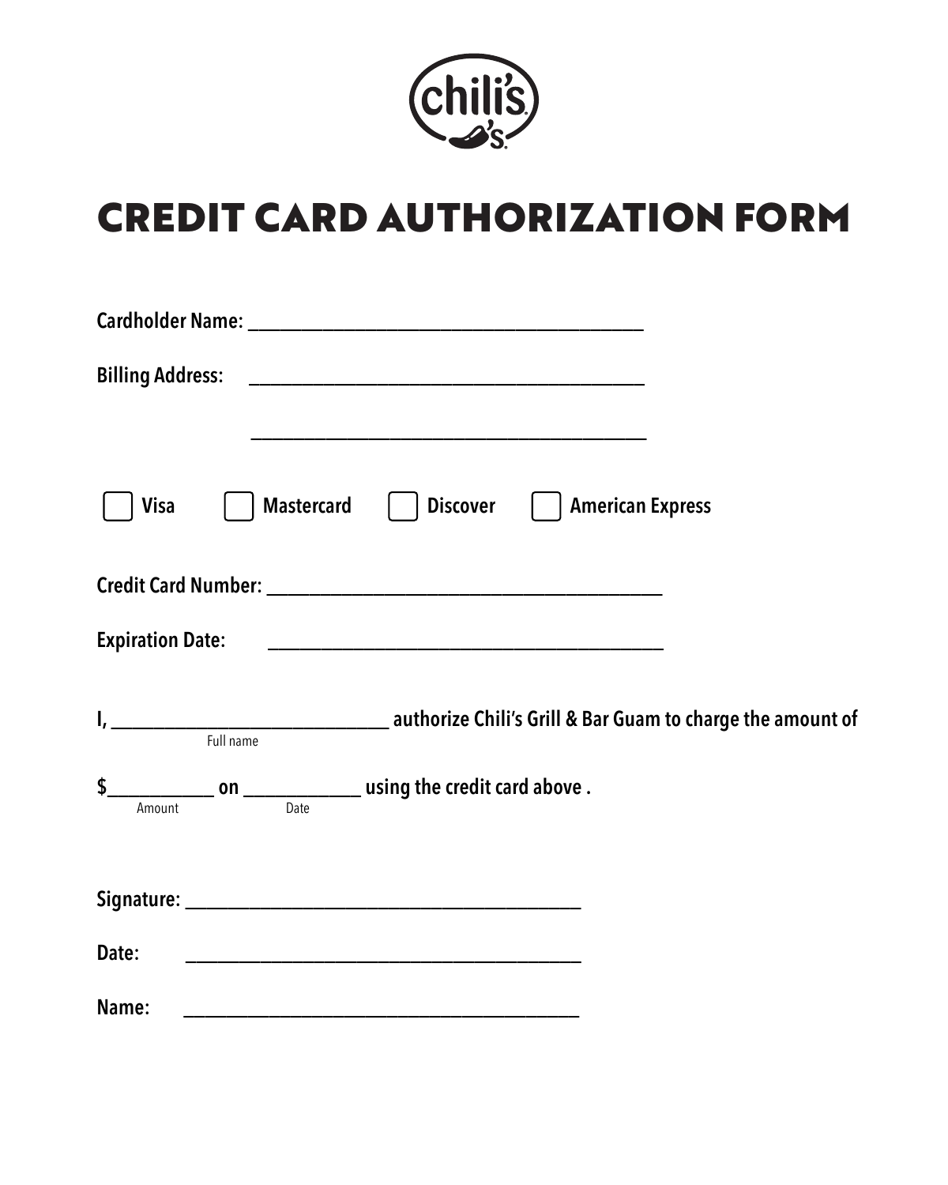# CREDIT CARD AUTHORIZATION FORM

**Cardholder Name:** ____________________________________________

**Billing Address:** ____________________________________________

____________________________________________

☐ **Visa** ☐ **Mastercard** ☐ **Discover** ☐ **American Express**

**Credit Card Number:** ____________________________________________

**Expiration Date:** ____________________________________________

**I, ______________________________ authorize Chili's Grill & Bar Guam to charge the amount of**
Full name

**$___________ on ____________ using the credit card above .**
Amount Date

**Signature:** ____________________________________________

**Date:** ____________________________________________

**Name:** ____________________________________________